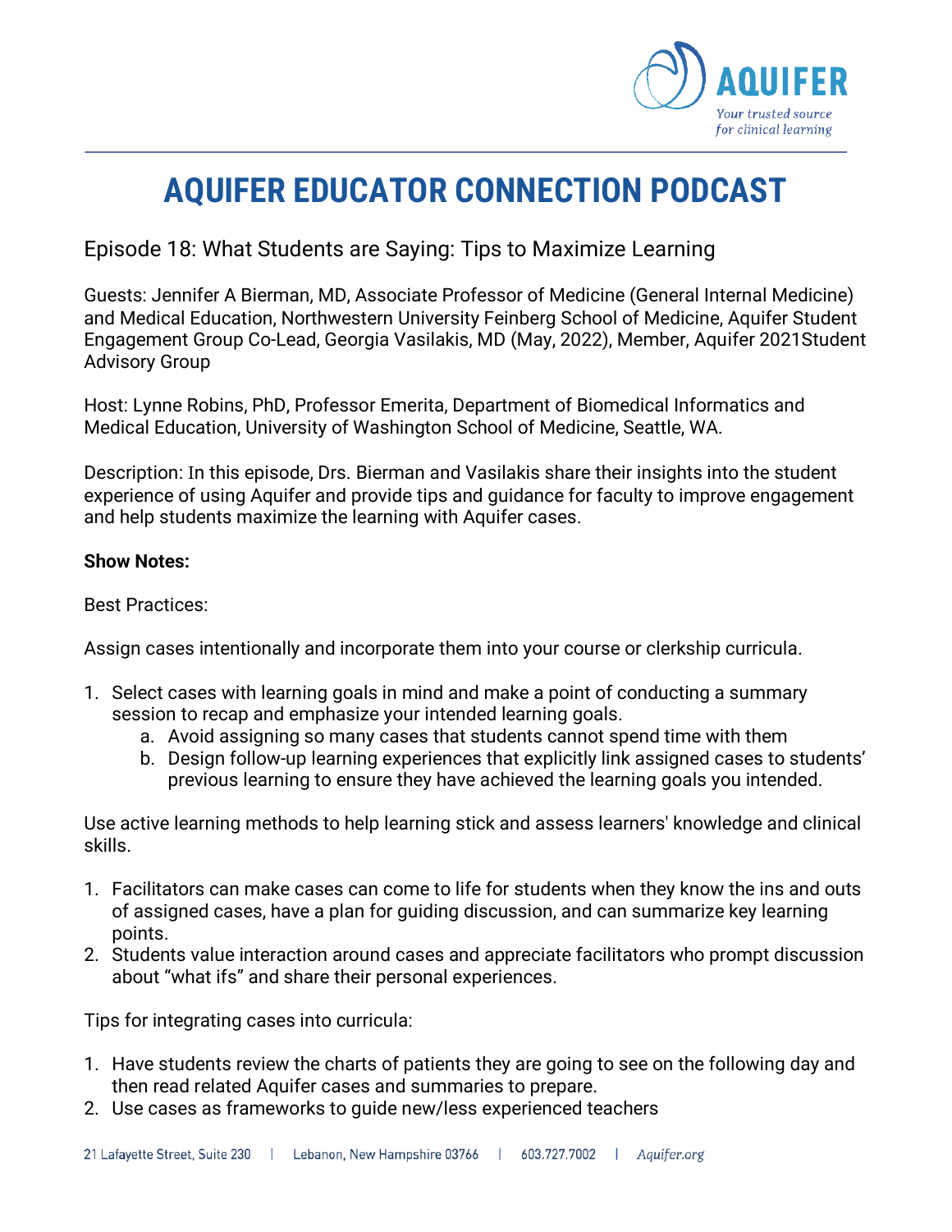# AQUIFER EDUCATOR CONNECTION PODCAST

## Episode 18: What Students are Saying: Tips to Maximize Learning

Guests: Jennifer A Bierman, MD, Associate Professor of Medicine (General Internal Medicine) and Medical Education, Northwestern University Feinberg School of Medicine, Aquifer Student Engagement Group Co-Lead, Georgia Vasilakis, MD (May, 2022), Member, Aquifer 2021Student Advisory Group

Host: Lynne Robins, PhD, Professor Emerita, Department of Biomedical Informatics and Medical Education, University of Washington School of Medicine, Seattle, WA.

Description: In this episode, Drs. Bierman and Vasilakis share their insights into the student experience of using Aquifer and provide tips and guidance for faculty to improve engagement and help students maximize the learning with Aquifer cases.

**Show Notes:**

Best Practices:

Assign cases intentionally and incorporate them into your course or clerkship curricula.

1. Select cases with learning goals in mind and make a point of conducting a summary session to recap and emphasize your intended learning goals.
    a. Avoid assigning so many cases that students cannot spend time with them
    b. Design follow-up learning experiences that explicitly link assigned cases to students' previous learning to ensure they have achieved the learning goals you intended.

Use active learning methods to help learning stick and assess learners' knowledge and clinical skills.

1. Facilitators can make cases can come to life for students when they know the ins and outs of assigned cases, have a plan for guiding discussion, and can summarize key learning points.
2. Students value interaction around cases and appreciate facilitators who prompt discussion about "what ifs" and share their personal experiences.

Tips for integrating cases into curricula:

1. Have students review the charts of patients they are going to see on the following day and then read related Aquifer cases and summaries to prepare.
2. Use cases as frameworks to guide new/less experienced teachers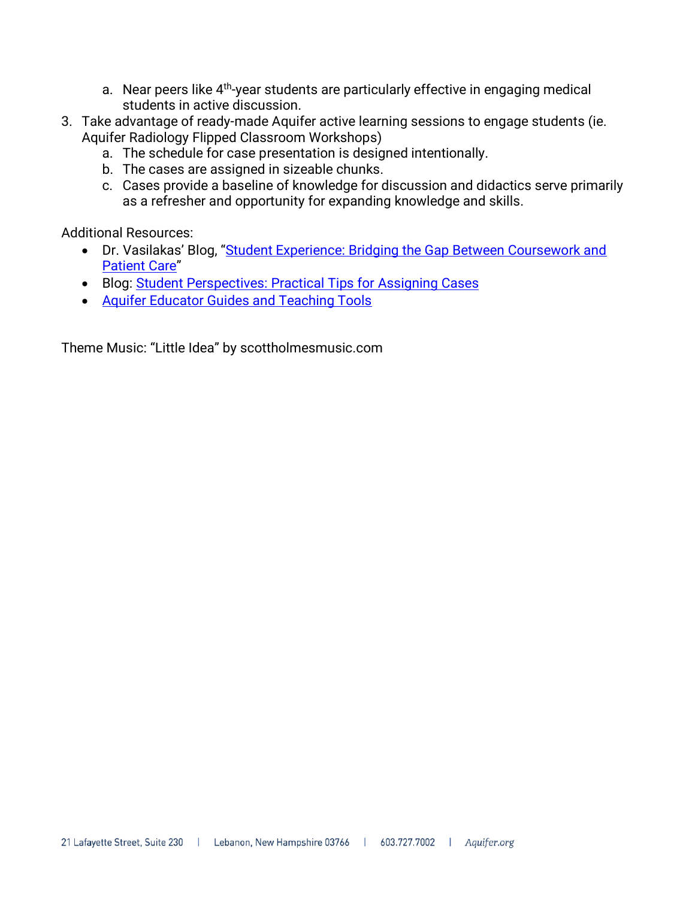a. Near peers like 4th-year students are particularly effective in engaging medical students in active discussion.
3. Take advantage of ready-made Aquifer active learning sessions to engage students (ie. Aquifer Radiology Flipped Classroom Workshops)
    a. The schedule for case presentation is designed intentionally.
    b. The cases are assigned in sizeable chunks.
    c. Cases provide a baseline of knowledge for discussion and didactics serve primarily as a refresher and opportunity for expanding knowledge and skills.

Additional Resources:

- Dr. Vasilakas' Blog, "Student Experience: Bridging the Gap Between Coursework and Patient Care"
- Blog: Student Perspectives: Practical Tips for Assigning Cases
- Aquifer Educator Guides and Teaching Tools

Theme Music: "Little Idea" by scottholmesmusic.com